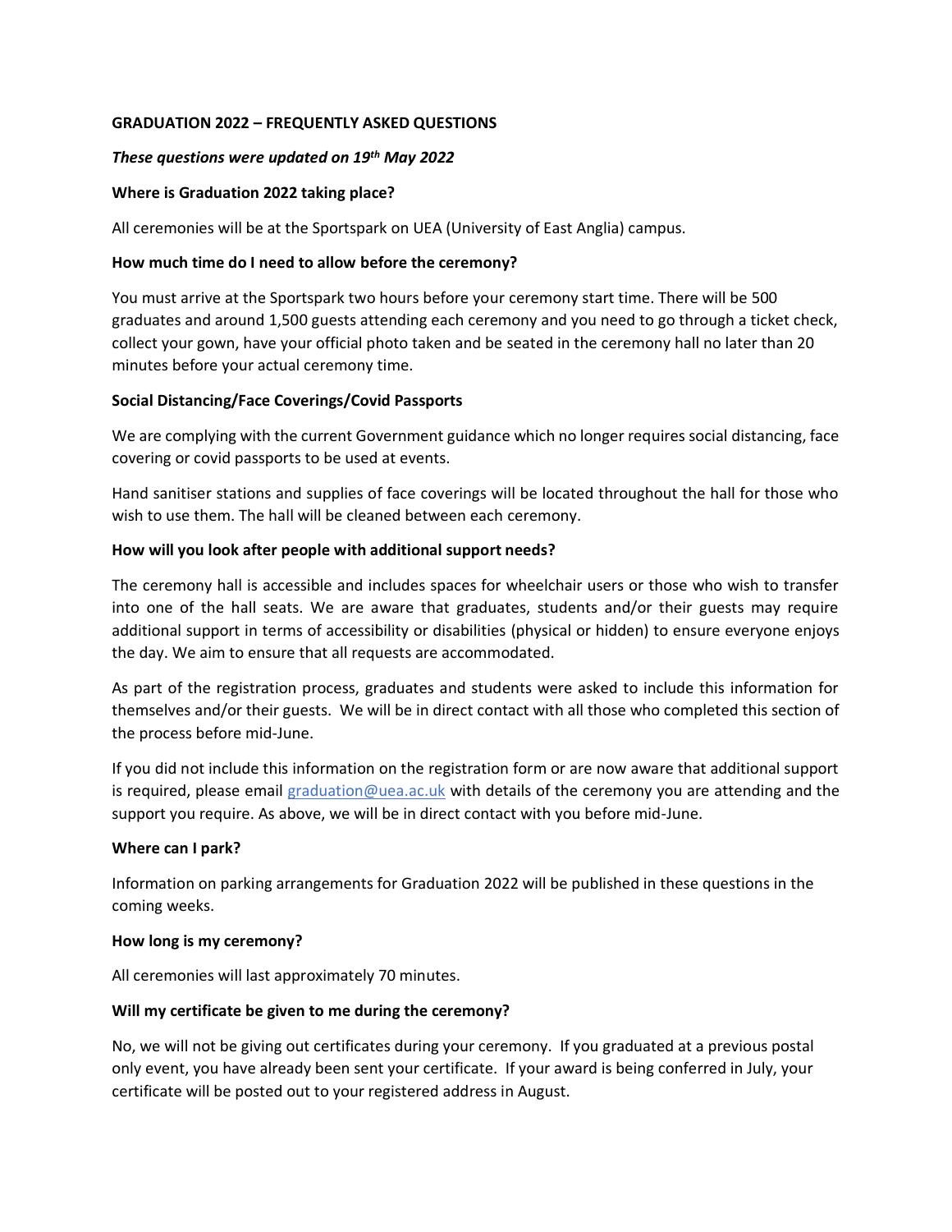# GRADUATION 2022 – FREQUENTLY ASKED QUESTIONS

***These questions were updated on 19th May 2022***

### Where is Graduation 2022 taking place?

All ceremonies will be at the Sportspark on UEA (University of East Anglia) campus.

### How much time do I need to allow before the ceremony?

You must arrive at the Sportspark two hours before your ceremony start time. There will be 500 graduates and around 1,500 guests attending each ceremony and you need to go through a ticket check, collect your gown, have your official photo taken and be seated in the ceremony hall no later than 20 minutes before your actual ceremony time.

### Social Distancing/Face Coverings/Covid Passports

We are complying with the current Government guidance which no longer requires social distancing, face covering or covid passports to be used at events.

Hand sanitiser stations and supplies of face coverings will be located throughout the hall for those who wish to use them. The hall will be cleaned between each ceremony.

### How will you look after people with additional support needs?

The ceremony hall is accessible and includes spaces for wheelchair users or those who wish to transfer into one of the hall seats. We are aware that graduates, students and/or their guests may require additional support in terms of accessibility or disabilities (physical or hidden) to ensure everyone enjoys the day. We aim to ensure that all requests are accommodated.

As part of the registration process, graduates and students were asked to include this information for themselves and/or their guests. We will be in direct contact with all those who completed this section of the process before mid-June.

If you did not include this information on the registration form or are now aware that additional support is required, please email graduation@uea.ac.uk with details of the ceremony you are attending and the support you require. As above, we will be in direct contact with you before mid-June.

### Where can I park?

Information on parking arrangements for Graduation 2022 will be published in these questions in the coming weeks.

### How long is my ceremony?

All ceremonies will last approximately 70 minutes.

### Will my certificate be given to me during the ceremony?

No, we will not be giving out certificates during your ceremony. If you graduated at a previous postal only event, you have already been sent your certificate. If your award is being conferred in July, your certificate will be posted out to your registered address in August.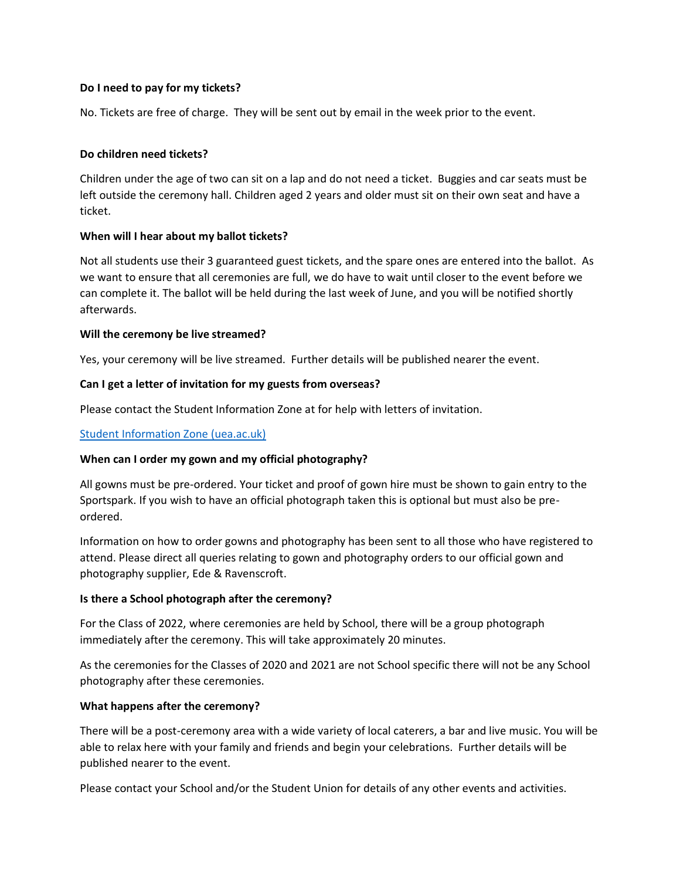**Do I need to pay for my tickets?**

No. Tickets are free of charge. They will be sent out by email in the week prior to the event.

**Do children need tickets?**

Children under the age of two can sit on a lap and do not need a ticket. Buggies and car seats must be left outside the ceremony hall. Children aged 2 years and older must sit on their own seat and have a ticket.

**When will I hear about my ballot tickets?**

Not all students use their 3 guaranteed guest tickets, and the spare ones are entered into the ballot. As we want to ensure that all ceremonies are full, we do have to wait until closer to the event before we can complete it. The ballot will be held during the last week of June, and you will be notified shortly afterwards.

**Will the ceremony be live streamed?**

Yes, your ceremony will be live streamed. Further details will be published nearer the event.

**Can I get a letter of invitation for my guests from overseas?**

Please contact the Student Information Zone at for help with letters of invitation.

[Student Information Zone (uea.ac.uk)]

**When can I order my gown and my official photography?**

All gowns must be pre-ordered. Your ticket and proof of gown hire must be shown to gain entry to the Sportspark. If you wish to have an official photograph taken this is optional but must also be pre-ordered.

Information on how to order gowns and photography has been sent to all those who have registered to attend. Please direct all queries relating to gown and photography orders to our official gown and photography supplier, Ede & Ravenscroft.

**Is there a School photograph after the ceremony?**

For the Class of 2022, where ceremonies are held by School, there will be a group photograph immediately after the ceremony. This will take approximately 20 minutes.

As the ceremonies for the Classes of 2020 and 2021 are not School specific there will not be any School photography after these ceremonies.

**What happens after the ceremony?**

There will be a post-ceremony area with a wide variety of local caterers, a bar and live music. You will be able to relax here with your family and friends and begin your celebrations. Further details will be published nearer to the event.

Please contact your School and/or the Student Union for details of any other events and activities.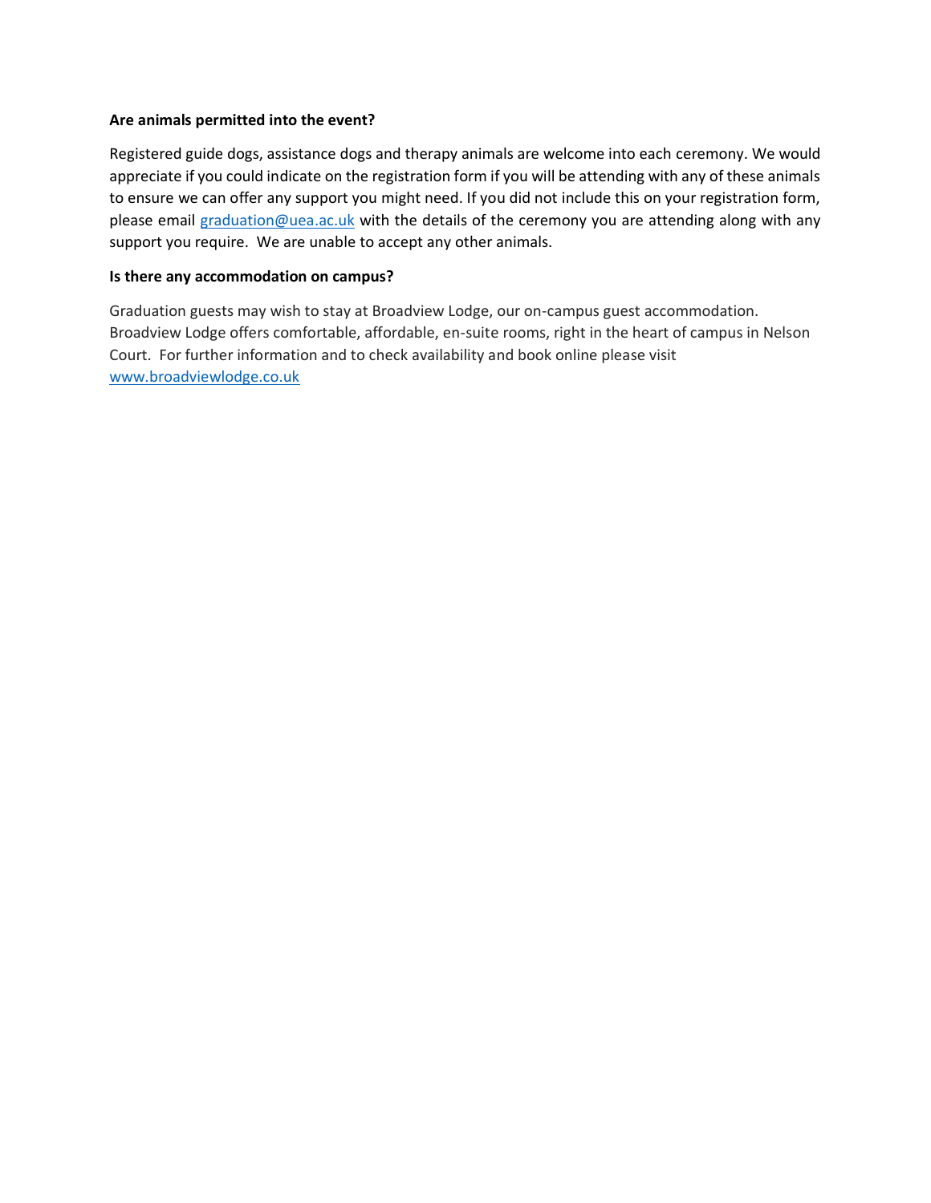**Are animals permitted into the event?**

Registered guide dogs, assistance dogs and therapy animals are welcome into each ceremony. We would appreciate if you could indicate on the registration form if you will be attending with any of these animals to ensure we can offer any support you might need. If you did not include this on your registration form, please email graduation@uea.ac.uk with the details of the ceremony you are attending along with any support you require. We are unable to accept any other animals.

**Is there any accommodation on campus?**

Graduation guests may wish to stay at Broadview Lodge, our on-campus guest accommodation. Broadview Lodge offers comfortable, affordable, en-suite rooms, right in the heart of campus in Nelson Court. For further information and to check availability and book online please visit www.broadviewlodge.co.uk